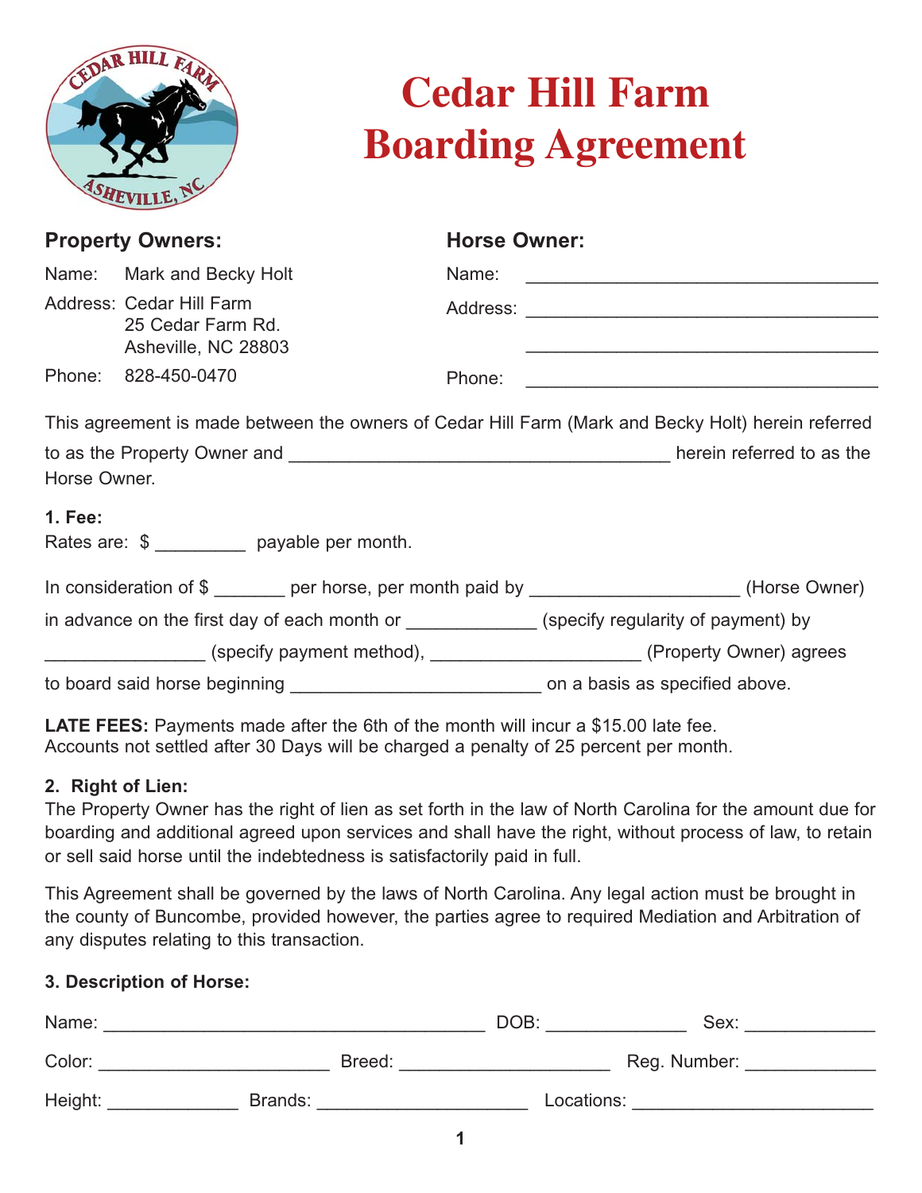# Cedar Hill Farm Boarding Agreement

### Property Owners:

Name: Mark and Becky Holt

Address: Cedar Hill Farm
25 Cedar Farm Rd.
Asheville, NC 28803

Phone: 828-450-0470

### Horse Owner:

Name: ___________________________________

Address: ___________________________________

___________________________________

Phone: ___________________________________

This agreement is made between the owners of Cedar Hill Farm (Mark and Becky Holt) herein referred to as the Property Owner and ______________________________________ herein referred to as the Horse Owner.

**1. Fee:**

Rates are: $ _________ payable per month.

In consideration of $ _______ per horse, per month paid by ____________________ (Horse Owner) in advance on the first day of each month or ____________ (specify regularity of payment) by _______________ (specify payment method), ____________________ (Property Owner) agrees to board said horse beginning ________________________ on a basis as specified above.

**LATE FEES:** Payments made after the 6th of the month will incur a $15.00 late fee.
Accounts not settled after 30 Days will be charged a penalty of 25 percent per month.

**2. Right of Lien:**

The Property Owner has the right of lien as set forth in the law of North Carolina for the amount due for boarding and additional agreed upon services and shall have the right, without process of law, to retain or sell said horse until the indebtedness is satisfactorily paid in full.

This Agreement shall be governed by the laws of North Carolina. Any legal action must be brought in the county of Buncombe, provided however, the parties agree to required Mediation and Arbitration of any disputes relating to this transaction.

**3. Description of Horse:**

Name: ______________________________________ DOB: ______________ Sex: _____________

Color: _______________________ Breed: ____________________ Reg. Number: _____________

Height: _____________ Brands: ____________________ Locations: _______________________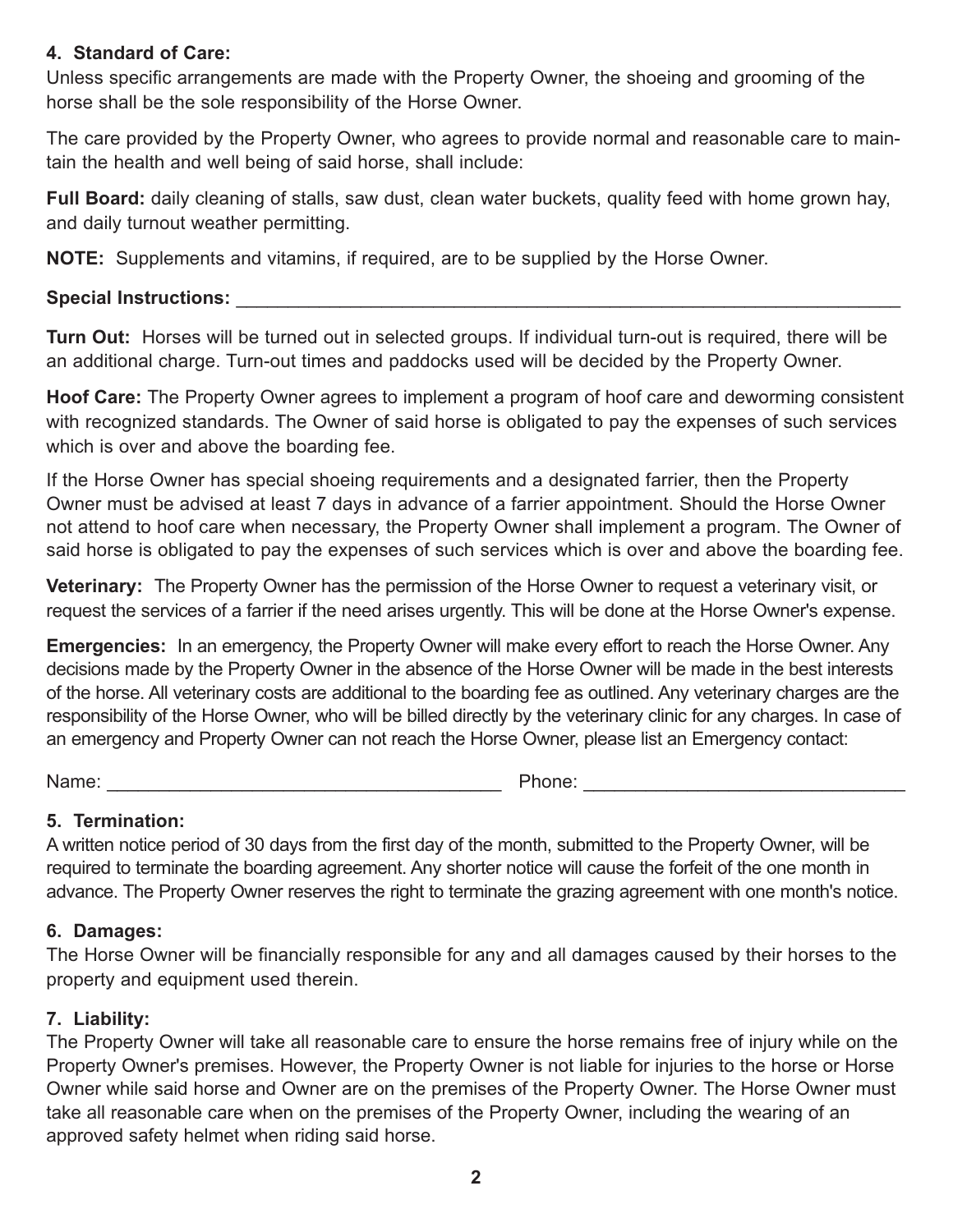### 4. Standard of Care:

Unless specific arrangements are made with the Property Owner, the shoeing and grooming of the horse shall be the sole responsibility of the Horse Owner.

The care provided by the Property Owner, who agrees to provide normal and reasonable care to maintain the health and well being of said horse, shall include:

**Full Board:** daily cleaning of stalls, saw dust, clean water buckets, quality feed with home grown hay, and daily turnout weather permitting.

**NOTE:** Supplements and vitamins, if required, are to be supplied by the Horse Owner.

**Special Instructions:** ____________________________________________________________

**Turn Out:** Horses will be turned out in selected groups. If individual turn-out is required, there will be an additional charge. Turn-out times and paddocks used will be decided by the Property Owner.

**Hoof Care:** The Property Owner agrees to implement a program of hoof care and deworming consistent with recognized standards. The Owner of said horse is obligated to pay the expenses of such services which is over and above the boarding fee.

If the Horse Owner has special shoeing requirements and a designated farrier, then the Property Owner must be advised at least 7 days in advance of a farrier appointment. Should the Horse Owner not attend to hoof care when necessary, the Property Owner shall implement a program. The Owner of said horse is obligated to pay the expenses of such services which is over and above the boarding fee.

**Veterinary:** The Property Owner has the permission of the Horse Owner to request a veterinary visit, or request the services of a farrier if the need arises urgently. This will be done at the Horse Owner's expense.

**Emergencies:** In an emergency, the Property Owner will make every effort to reach the Horse Owner. Any decisions made by the Property Owner in the absence of the Horse Owner will be made in the best interests of the horse. All veterinary costs are additional to the boarding fee as outlined. Any veterinary charges are the responsibility of the Horse Owner, who will be billed directly by the veterinary clinic for any charges. In case of an emergency and Property Owner can not reach the Horse Owner, please list an Emergency contact:

Name: ______________________________________ Phone: ______________________________

### 5. Termination:

A written notice period of 30 days from the first day of the month, submitted to the Property Owner, will be required to terminate the boarding agreement. Any shorter notice will cause the forfeit of the one month in advance. The Property Owner reserves the right to terminate the grazing agreement with one month's notice.

### 6. Damages:

The Horse Owner will be financially responsible for any and all damages caused by their horses to the property and equipment used therein.

### 7. Liability:

The Property Owner will take all reasonable care to ensure the horse remains free of injury while on the Property Owner's premises. However, the Property Owner is not liable for injuries to the horse or Horse Owner while said horse and Owner are on the premises of the Property Owner. The Horse Owner must take all reasonable care when on the premises of the Property Owner, including the wearing of an approved safety helmet when riding said horse.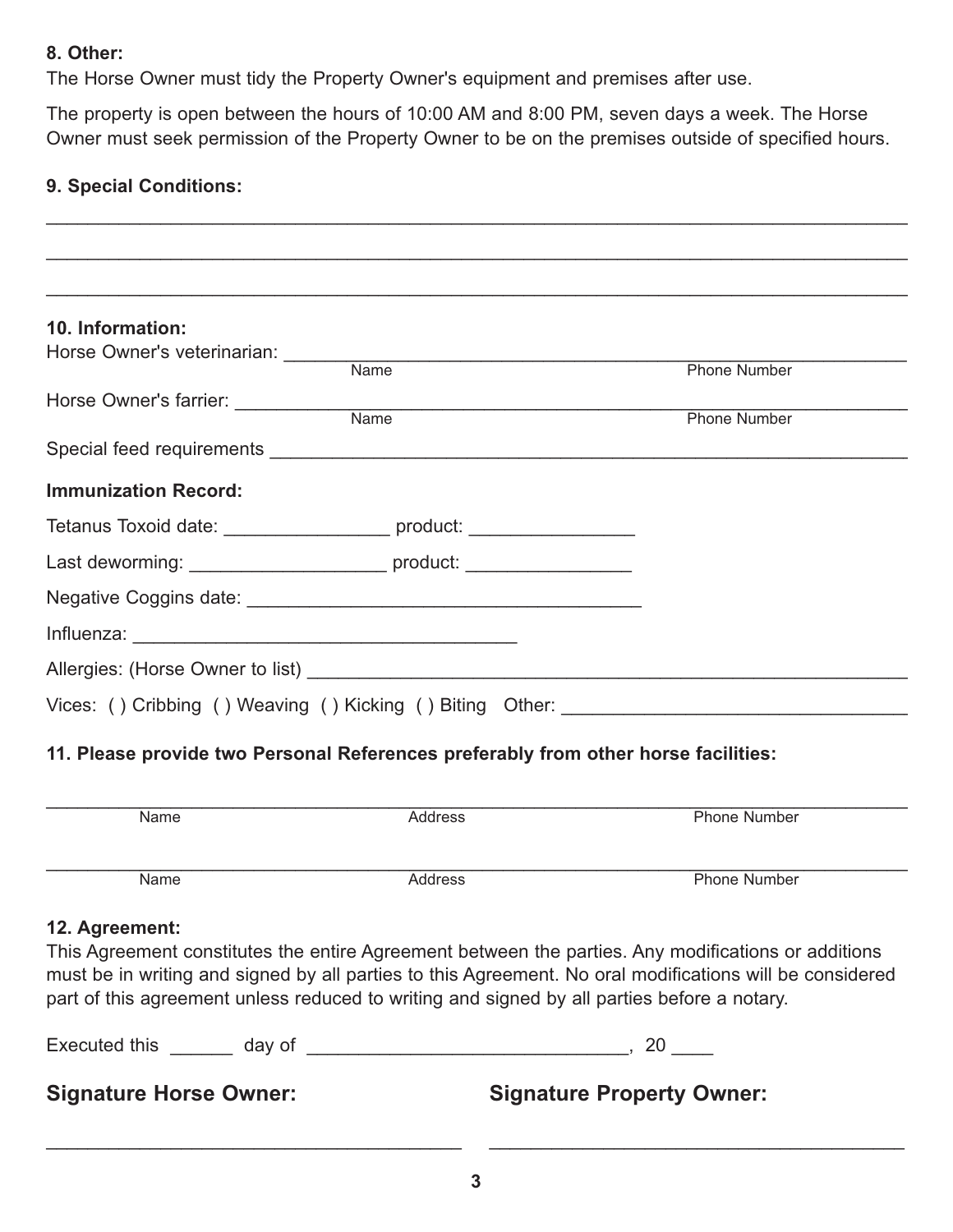**8. Other:**

The Horse Owner must tidy the Property Owner's equipment and premises after use.

The property is open between the hours of 10:00 AM and 8:00 PM, seven days a week. The Horse Owner must seek permission of the Property Owner to be on the premises outside of specified hours.

**9. Special Conditions:**

______________________________________________________________________________

______________________________________________________________________________

______________________________________________________________________________

**10. Information:**

Horse Owner's veterinarian: ______________________________________________________
Name Phone Number

Horse Owner's farrier: __________________________________________________________
Name Phone Number

Special feed requirements ________________________________________________________

**Immunization Record:**

Tetanus Toxoid date: ________________ product: ________________

Last deworming: ___________________ product: ________________

Negative Coggins date: ______________________________________

Influenza: _____________________________________

Allergies: (Horse Owner to list) ____________________________________________________

Vices: ( ) Cribbing ( ) Weaving ( ) Kicking ( ) Biting Other: _________________________________

**11. Please provide two Personal References preferably from other horse facilities:**

______________________________________________________________________________
Name Address Phone Number

______________________________________________________________________________
Name Address Phone Number

**12. Agreement:**

This Agreement constitutes the entire Agreement between the parties. Any modifications or additions must be in writing and signed by all parties to this Agreement. No oral modifications will be considered part of this agreement unless reduced to writing and signed by all parties before a notary.

Executed this ______ day of ______________________________, 20 ____

**Signature Horse Owner:** **Signature Property Owner:**

_____________________________________ _____________________________________